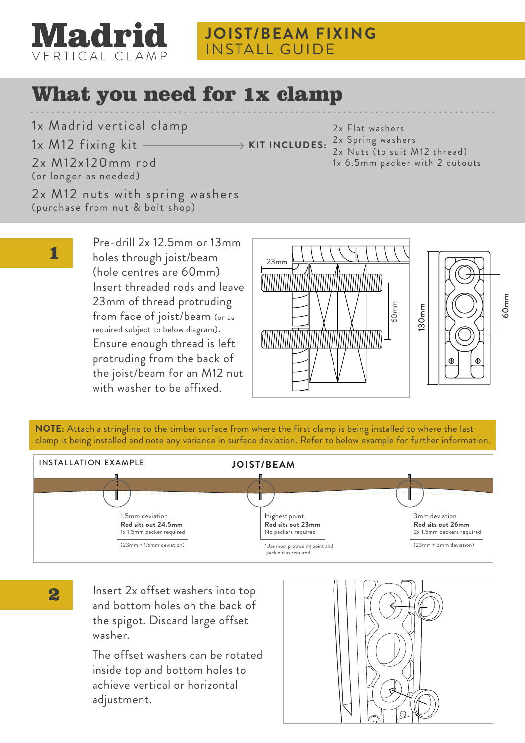# Madrid
VERTICAL CLAMP

**JOIST/BEAM FIXING**
INSTALL GUIDE

## What you need for 1x clamp

1x Madrid vertical clamp

1x M12 fixing kit → **KIT INCLUDES:**
- 2x Flat washers
- 2x Spring washers
- 2x Nuts (to suit M12 thread)
- 1x 6.5mm packer with 2 cutouts

2x M12x120mm rod
(or longer as needed)

2x M12 nuts with spring washers
(purchase from nut & bolt shop)

## 1

Pre-drill 2x 12.5mm or 13mm holes through joist/beam (hole centres are 60mm)
Insert threaded rods and leave 23mm of thread protruding from face of joist/beam (or as required subject to below diagram).
Ensure enough thread is left protruding from the back of the joist/beam for an M12 nut with washer to be affixed.

23mm
60mm
130mm
60mm

**NOTE:** Attach a stringline to the timber surface from where the first clamp is being installed to where the last clamp is being installed and note any variance in surface deviation. Refer to below example for further information.

INSTALLATION EXAMPLE

**JOIST/BEAM**

1.5mm deviation
**Rod sits out 24.5mm**
1x 1.5mm packer required
(23mm + 1.5mm deviation)

Highest point
**Rod sits out 23mm**
No packers required
*Use most protruding point and pack out as required

3mm deviation
**Rod sits out 26mm**
2x 1.5mm packers required
(23mm + 3mm deviation)

## 2

Insert 2x offset washers into top and bottom holes on the back of the spigot. Discard large offset washer.

The offset washers can be rotated inside top and bottom holes to achieve vertical or horizontal adjustment.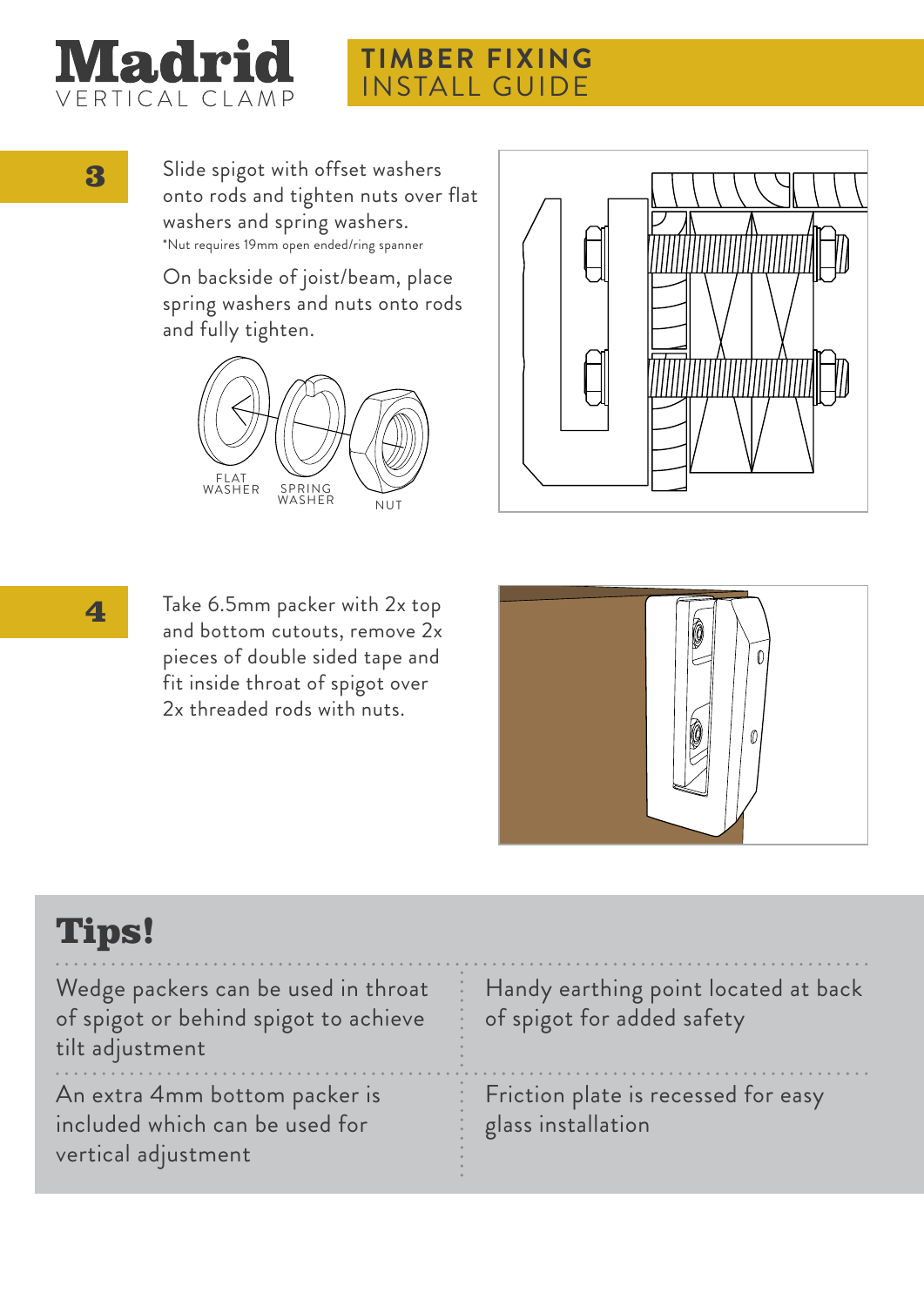# Madrid
VERTICAL CLAMP

## TIMBER FIXING INSTALL GUIDE

### 3

Slide spigot with offset washers onto rods and tighten nuts over flat washers and spring washers.
*Nut requires 19mm open ended/ring spanner

On backside of joist/beam, place spring washers and nuts onto rods and fully tighten.

FLAT WASHER   SPRING WASHER   NUT

### 4

Take 6.5mm packer with 2x top and bottom cutouts, remove 2x pieces of double sided tape and fit inside throat of spigot over 2x threaded rods with nuts.

## Tips!

- Wedge packers can be used in throat of spigot or behind spigot to achieve tilt adjustment
- Handy earthing point located at back of spigot for added safety
- An extra 4mm bottom packer is included which can be used for vertical adjustment
- Friction plate is recessed for easy glass installation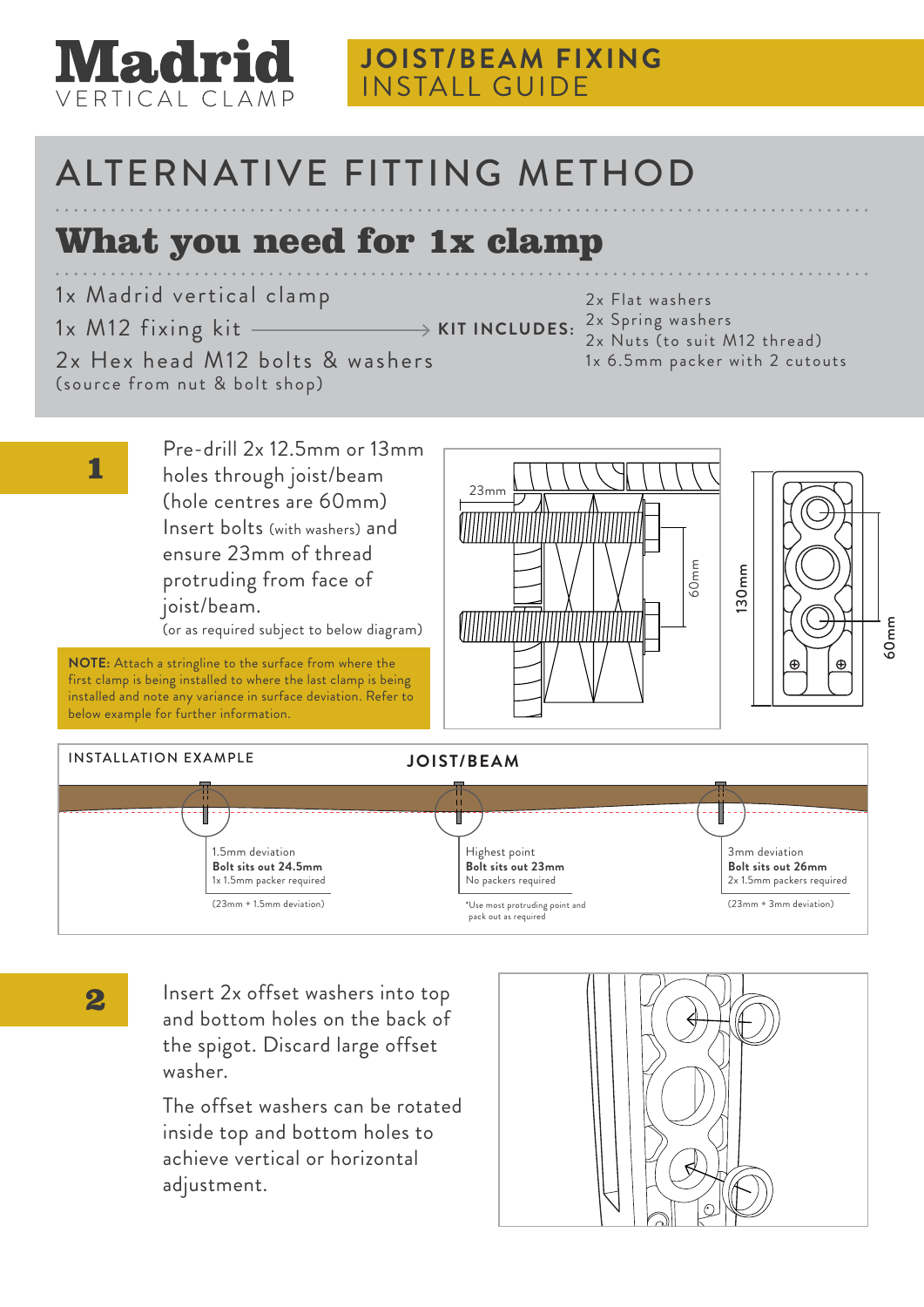# Madrid
VERTICAL CLAMP

**JOIST/BEAM FIXING**
INSTALL GUIDE

## ALTERNATIVE FITTING METHOD

## What you need for 1x clamp

1x Madrid vertical clamp
1x M12 fixing kit → **KIT INCLUDES:**
- 2x Flat washers
- 2x Spring washers
- 2x Nuts (to suit M12 thread)
- 1x 6.5mm packer with 2 cutouts

2x Hex head M12 bolts & washers
(source from nut & bolt shop)

### 1

Pre-drill 2x 12.5mm or 13mm holes through joist/beam (hole centres are 60mm)
Insert bolts (with washers) and ensure 23mm of thread protruding from face of joist/beam.
(or as required subject to below diagram)

**NOTE:** Attach a stringline to the surface from where the first clamp is being installed to where the last clamp is being installed and note any variance in surface deviation. Refer to below example for further information.

23mm
60mm
130mm
60mm

INSTALLATION EXAMPLE

**JOIST/BEAM**

| 1.5mm deviation | Highest point | 3mm deviation |
|---|---|---|
| **Bolt sits out 24.5mm** | **Bolt sits out 23mm** | **Bolt sits out 26mm** |
| 1x 1.5mm packer required | No packers required | 2x 1.5mm packers required |
| (23mm + 1.5mm deviation) | *Use most protruding point and pack out as required | (23mm + 3mm deviation) |

### 2

Insert 2x offset washers into top and bottom holes on the back of the spigot. Discard large offset washer.

The offset washers can be rotated inside top and bottom holes to achieve vertical or horizontal adjustment.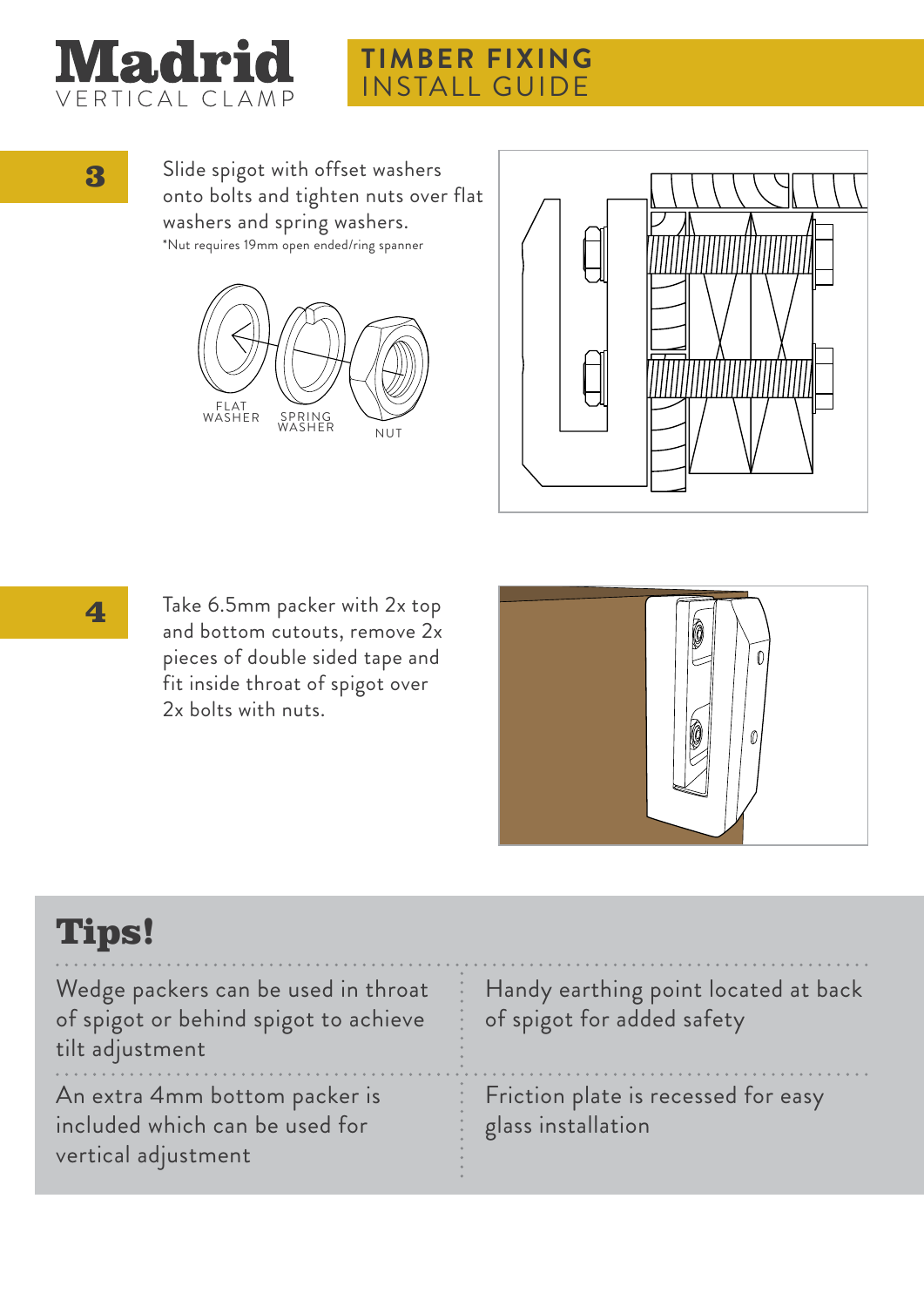# Madrid
VERTICAL CLAMP

## TIMBER FIXING INSTALL GUIDE

### 3

Slide spigot with offset washers onto bolts and tighten nuts over flat washers and spring washers.
*Nut requires 19mm open ended/ring spanner

FLAT WASHER

SPRING WASHER

NUT

### 4

Take 6.5mm packer with 2x top and bottom cutouts, remove 2x pieces of double sided tape and fit inside throat of spigot over 2x bolts with nuts.

## Tips!

Wedge packers can be used in throat of spigot or behind spigot to achieve tilt adjustment

Handy earthing point located at back of spigot for added safety

An extra 4mm bottom packer is included which can be used for vertical adjustment

Friction plate is recessed for easy glass installation